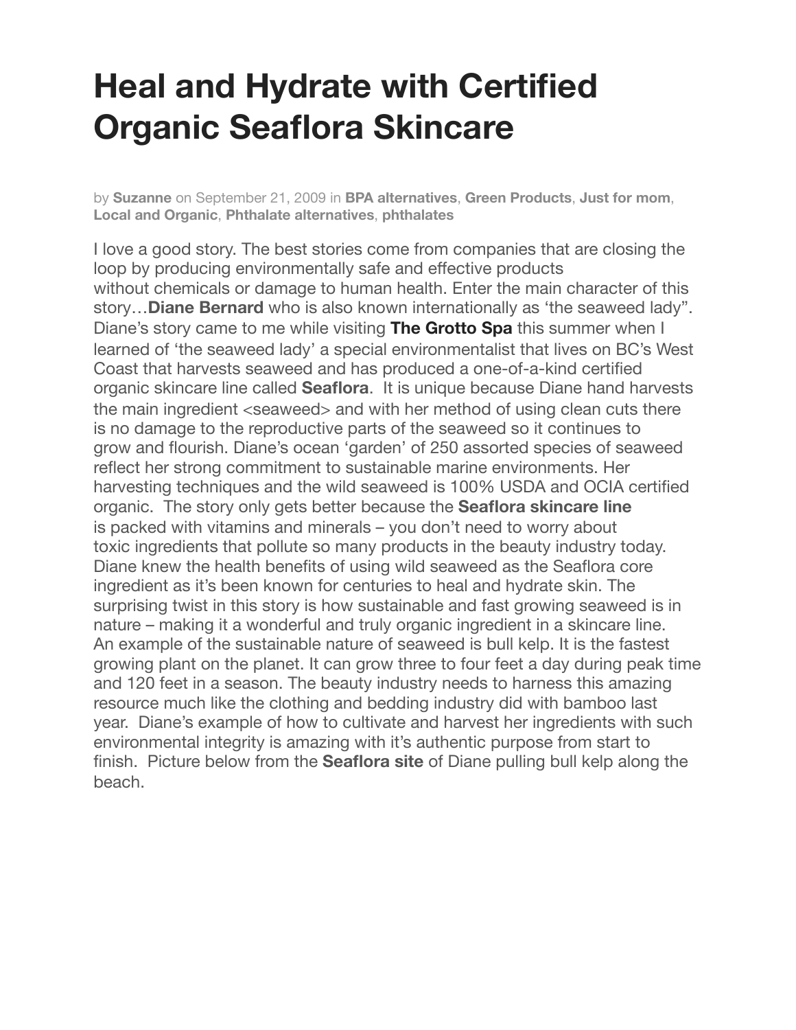# Heal and Hydrate with Certified Organic Seaflora Skincare

by **Suzanne** on September 21, 2009 in **BPA alternatives**, **Green Products**, **Just for mom**, **Local and Organic**, **Phthalate alternatives**, **phthalates**

I love a good story. The best stories come from companies that are closing the loop by producing environmentally safe and effective products without chemicals or damage to human health. Enter the main character of this story…**Diane Bernard** who is also known internationally as 'the seaweed lady". Diane's story came to me while visiting **The Grotto Spa** this summer when I learned of 'the seaweed lady' a special environmentalist that lives on BC's West Coast that harvests seaweed and has produced a one-of-a-kind certified organic skincare line called **Seaflora**. It is unique because Diane hand harvests the main ingredient <seaweed> and with her method of using clean cuts there is no damage to the reproductive parts of the seaweed so it continues to grow and flourish. Diane's ocean 'garden' of 250 assorted species of seaweed reflect her strong commitment to sustainable marine environments. Her harvesting techniques and the wild seaweed is 100% USDA and OCIA certified organic. The story only gets better because the **Seaflora skincare line** is packed with vitamins and minerals – you don't need to worry about toxic ingredients that pollute so many products in the beauty industry today. Diane knew the health benefits of using wild seaweed as the Seaflora core ingredient as it's been known for centuries to heal and hydrate skin. The surprising twist in this story is how sustainable and fast growing seaweed is in nature – making it a wonderful and truly organic ingredient in a skincare line. An example of the sustainable nature of seaweed is bull kelp. It is the fastest growing plant on the planet. It can grow three to four feet a day during peak time and 120 feet in a season. The beauty industry needs to harness this amazing resource much like the clothing and bedding industry did with bamboo last year. Diane's example of how to cultivate and harvest her ingredients with such environmental integrity is amazing with it's authentic purpose from start to finish. Picture below from the **Seaflora site** of Diane pulling bull kelp along the beach.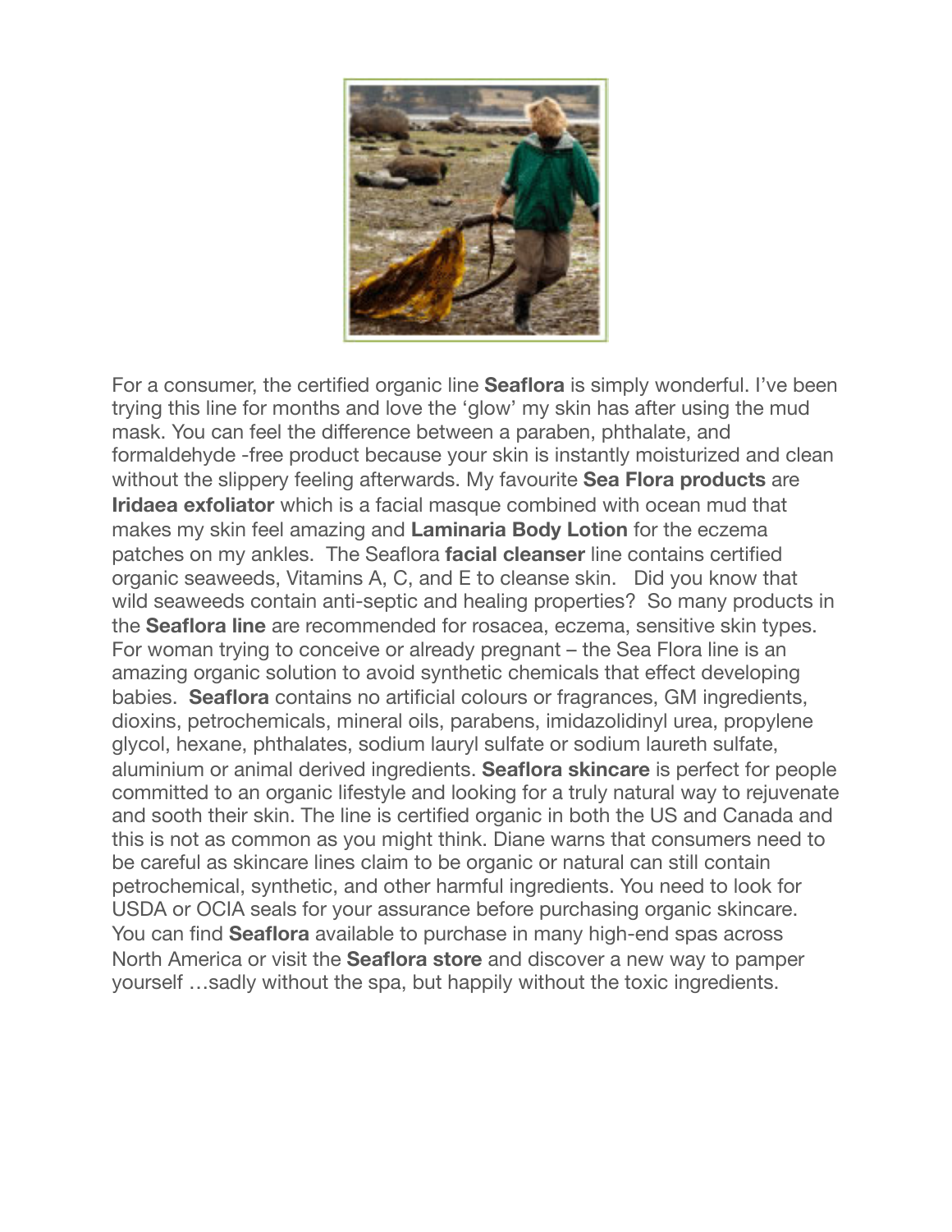For a consumer, the certified organic line **Seaflora** is simply wonderful. I've been trying this line for months and love the 'glow' my skin has after using the mud mask. You can feel the difference between a paraben, phthalate, and formaldehyde -free product because your skin is instantly moisturized and clean without the slippery feeling afterwards. My favourite **Sea Flora products** are **Iridaea exfoliator** which is a facial masque combined with ocean mud that makes my skin feel amazing and **Laminaria Body Lotion** for the eczema patches on my ankles. The Seaflora **facial cleanser** line contains certified organic seaweeds, Vitamins A, C, and E to cleanse skin. Did you know that wild seaweeds contain anti-septic and healing properties? So many products in the **Seaflora line** are recommended for rosacea, eczema, sensitive skin types. For woman trying to conceive or already pregnant – the Sea Flora line is an amazing organic solution to avoid synthetic chemicals that effect developing babies. **Seaflora** contains no artificial colours or fragrances, GM ingredients, dioxins, petrochemicals, mineral oils, parabens, imidazolidinyl urea, propylene glycol, hexane, phthalates, sodium lauryl sulfate or sodium laureth sulfate, aluminium or animal derived ingredients. **Seaflora skincare** is perfect for people committed to an organic lifestyle and looking for a truly natural way to rejuvenate and sooth their skin. The line is certified organic in both the US and Canada and this is not as common as you might think. Diane warns that consumers need to be careful as skincare lines claim to be organic or natural can still contain petrochemical, synthetic, and other harmful ingredients. You need to look for USDA or OCIA seals for your assurance before purchasing organic skincare. You can find **Seaflora** available to purchase in many high-end spas across North America or visit the **Seaflora store** and discover a new way to pamper yourself …sadly without the spa, but happily without the toxic ingredients.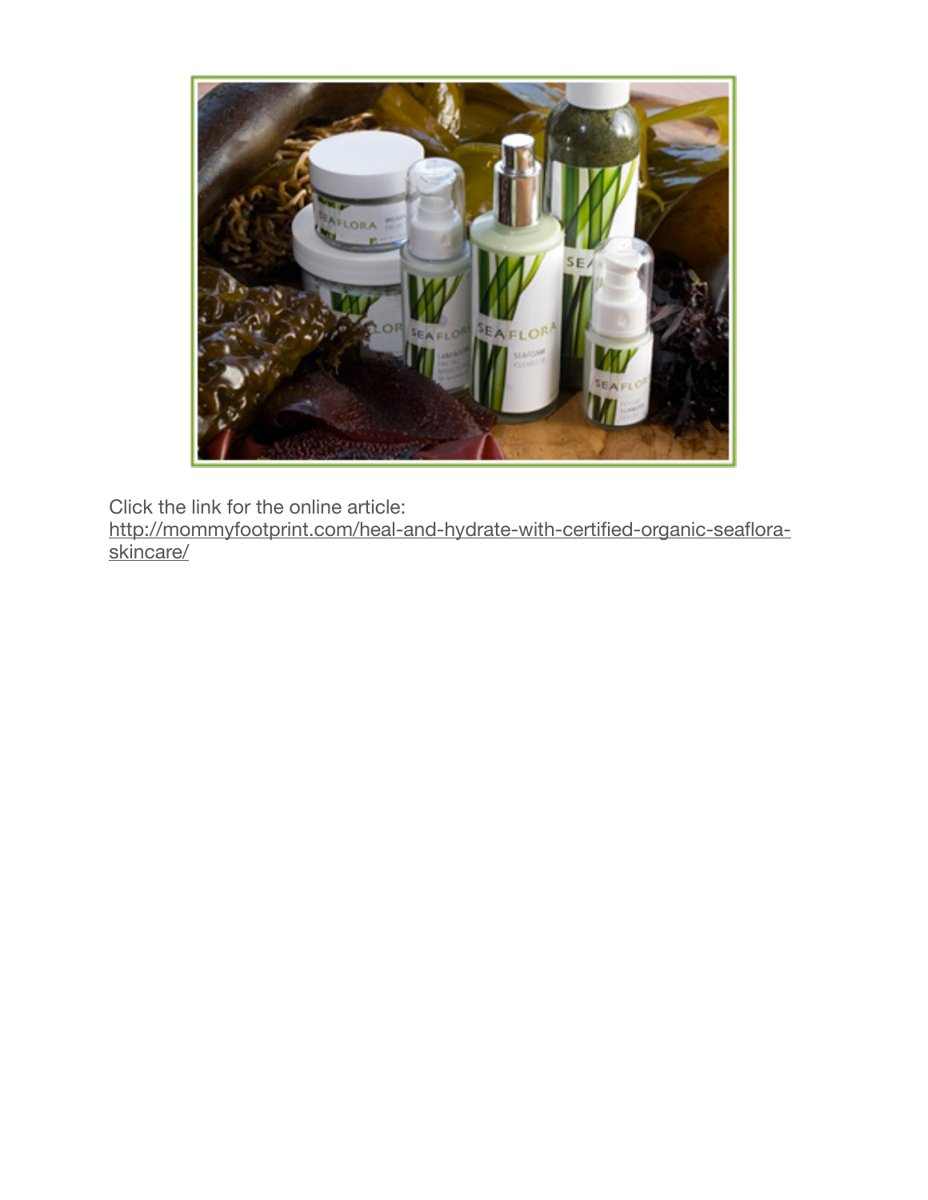Click the link for the online article:
http://mommyfootprint.com/heal-and-hydrate-with-certified-organic-seaflora-skincare/